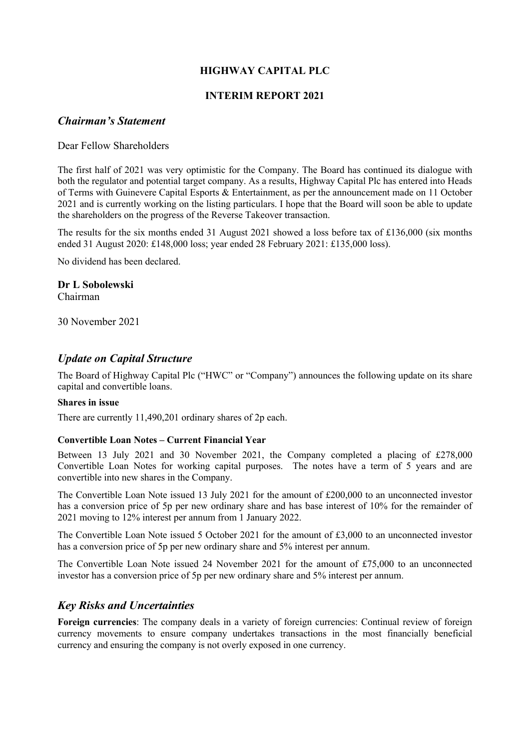# HIGHWAY CAPITAL PLC

# INTERIM REPORT 2021

## *Chairman's Statement*

Dear Fellow Shareholders

The first half of 2021 was very optimistic for the Company. The Board has continued its dialogue with both the regulator and potential target company. As a results, Highway Capital Plc has entered into Heads of Terms with Guinevere Capital Esports & Entertainment, as per the announcement made on 11 October 2021 and is currently working on the listing particulars. I hope that the Board will soon be able to update the shareholders on the progress of the Reverse Takeover transaction.

The results for the six months ended 31 August 2021 showed a loss before tax of £136,000 (six months ended 31 August 2020: £148,000 loss; year ended 28 February 2021: £135,000 loss).

No dividend has been declared.

**Dr L Sobolewski**
Chairman

30 November 2021

## *Update on Capital Structure*

The Board of Highway Capital Plc ("HWC" or "Company") announces the following update on its share capital and convertible loans.

**Shares in issue**

There are currently 11,490,201 ordinary shares of 2p each.

**Convertible Loan Notes – Current Financial Year**

Between 13 July 2021 and 30 November 2021, the Company completed a placing of £278,000 Convertible Loan Notes for working capital purposes. The notes have a term of 5 years and are convertible into new shares in the Company.

The Convertible Loan Note issued 13 July 2021 for the amount of £200,000 to an unconnected investor has a conversion price of 5p per new ordinary share and has base interest of 10% for the remainder of 2021 moving to 12% interest per annum from 1 January 2022.

The Convertible Loan Note issued 5 October 2021 for the amount of £3,000 to an unconnected investor has a conversion price of 5p per new ordinary share and 5% interest per annum.

The Convertible Loan Note issued 24 November 2021 for the amount of £75,000 to an unconnected investor has a conversion price of 5p per new ordinary share and 5% interest per annum.

## *Key Risks and Uncertainties*

**Foreign currencies**: The company deals in a variety of foreign currencies: Continual review of foreign currency movements to ensure company undertakes transactions in the most financially beneficial currency and ensuring the company is not overly exposed in one currency.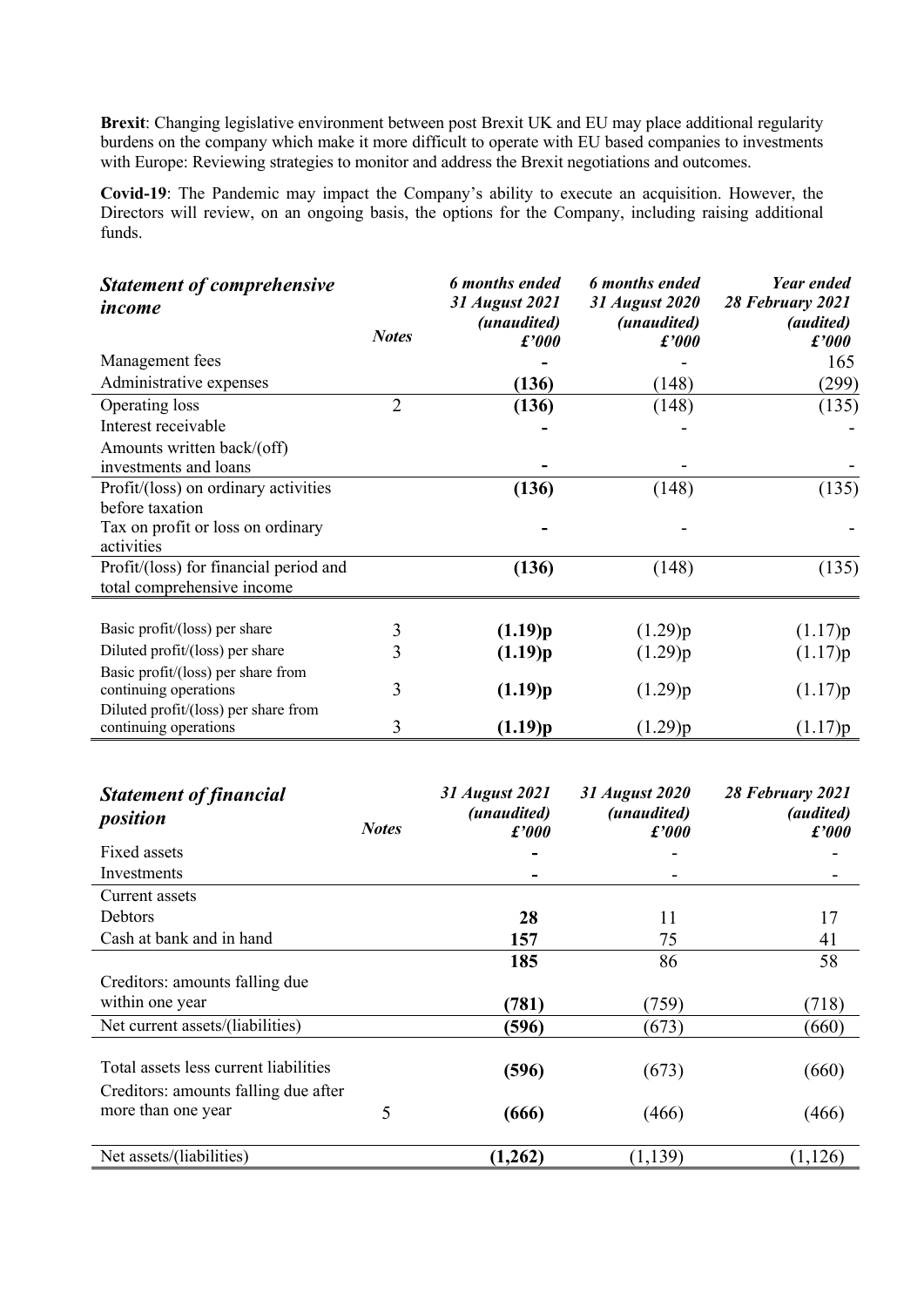**Brexit**: Changing legislative environment between post Brexit UK and EU may place additional regularity burdens on the company which make it more difficult to operate with EU based companies to investments with Europe: Reviewing strategies to monitor and address the Brexit negotiations and outcomes.

**Covid-19**: The Pandemic may impact the Company's ability to execute an acquisition. However, the Directors will review, on an ongoing basis, the options for the Company, including raising additional funds.

| ***Statement of comprehensive income*** | ***Notes*** | ***6 months ended 31 August 2021 (unaudited) £'000*** | ***6 months ended 31 August 2020 (unaudited) £'000*** | ***Year ended 28 February 2021 (audited) £'000*** |
|---|---|---|---|---|
| Management fees | | **-** | - | 165 |
| Administrative expenses | | **(136)** | (148) | (299) |
| Operating loss | 2 | **(136)** | (148) | (135) |
| Interest receivable | | **-** | - | - |
| Amounts written back/(off) investments and loans | | **-** | - | - |
| Profit/(loss) on ordinary activities before taxation | | **(136)** | (148) | (135) |
| Tax on profit or loss on ordinary activities | | **-** | - | - |
| Profit/(loss) for financial period and total comprehensive income | | **(136)** | (148) | (135) |
| Basic profit/(loss) per share | 3 | **(1.19)p** | (1.29)p | (1.17)p |
| Diluted profit/(loss) per share | 3 | **(1.19)p** | (1.29)p | (1.17)p |
| Basic profit/(loss) per share from continuing operations | 3 | **(1.19)p** | (1.29)p | (1.17)p |
| Diluted profit/(loss) per share from continuing operations | 3 | **(1.19)p** | (1.29)p | (1.17)p |

| ***Statement of financial position*** | ***Notes*** | ***31 August 2021 (unaudited) £'000*** | ***31 August 2020 (audited) £'000*** | ***28 February 2021 (audited) £'000*** |
|---|---|---|---|---|
| Fixed assets | | **-** | - | - |
| Investments | | **-** | - | - |
| Current assets | | | | |
| Debtors | | **28** | 11 | 17 |
| Cash at bank and in hand | | **157** | 75 | 41 |
| | | **185** | 86 | 58 |
| Creditors: amounts falling due within one year | | **(781)** | (759) | (718) |
| Net current assets/(liabilities) | | **(596)** | (673) | (660) |
| Total assets less current liabilities | | **(596)** | (673) | (660) |
| Creditors: amounts falling due after more than one year | 5 | **(666)** | (466) | (466) |
| Net assets/(liabilities) | | **(1,262)** | (1,139) | (1,126) |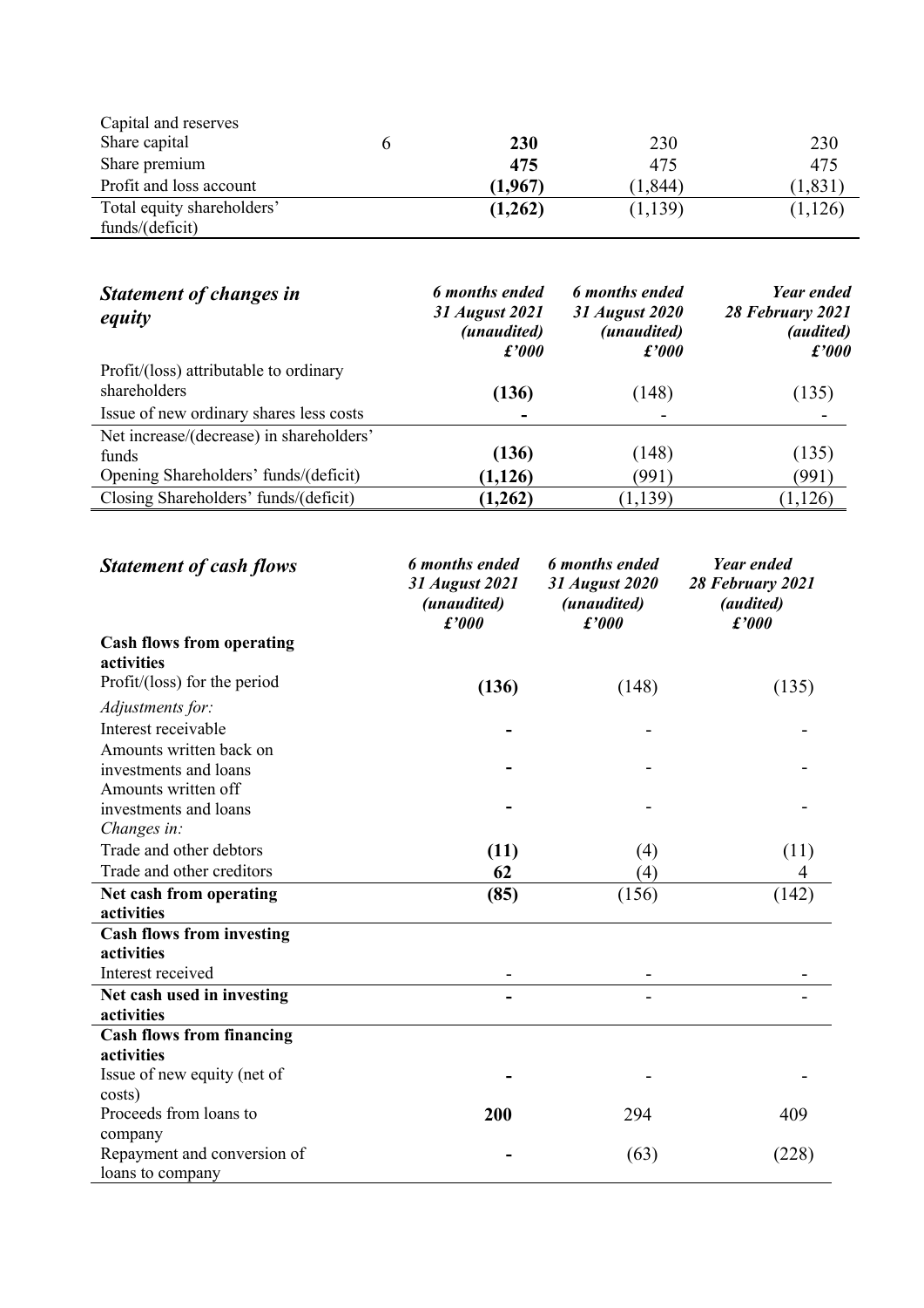| | | | | |
|---|---|---|---|---|
| Capital and reserves | | | | |
| Share capital | 6 | **230** | 230 | 230 |
| Share premium | | **475** | 475 | 475 |
| Profit and loss account | | **(1,967)** | (1,844) | (1,831) |
| Total equity shareholders' funds/(deficit) | | **(1,262)** | (1,139) | (1,126) |

| ***Statement of changes in equity*** | ***6 months ended 31 August 2021 (unaudited) £'000*** | ***6 months ended 31 August 2020 (unaudited) £'000*** | ***Year ended 28 February 2021 (audited) £'000*** |
|---|---|---|---|
| Profit/(loss) attributable to ordinary shareholders | **(136)** | (148) | (135) |
| Issue of new ordinary shares less costs | **-** | - | - |
| Net increase/(decrease) in shareholders' funds | **(136)** | (148) | (135) |
| Opening Shareholders' funds/(deficit) | **(1,126)** | (991) | (991) |
| Closing Shareholders' funds/(deficit) | **(1,262)** | (1,139) | (1,126) |

| ***Statement of cash flows*** | ***6 months ended 31 August 2021 (unaudited) £'000*** | ***6 months ended 31 August 2020 (unaudited) £'000*** | ***Year ended 28 February 2021 (audited) £'000*** |
|---|---|---|---|
| **Cash flows from operating activities** | | | |
| Profit/(loss) for the period | **(136)** | (148) | (135) |
| *Adjustments for:* | | | |
| Interest receivable | **-** | - | - |
| Amounts written back on investments and loans | **-** | - | - |
| Amounts written off investments and loans | **-** | - | - |
| *Changes in:* | | | |
| Trade and other debtors | **(11)** | (4) | (11) |
| Trade and other creditors | **62** | (4) | 4 |
| **Net cash from operating activities** | **(85)** | (156) | (142) |
| **Cash flows from investing activities** | | | |
| Interest received | - | - | - |
| **Net cash used in investing activities** | **-** | - | - |
| **Cash flows from financing activities** | | | |
| Issue of new equity (net of costs) | **-** | - | - |
| Proceeds from loans to company | **200** | 294 | 409 |
| Repayment and conversion of loans to company | **-** | (63) | (228) |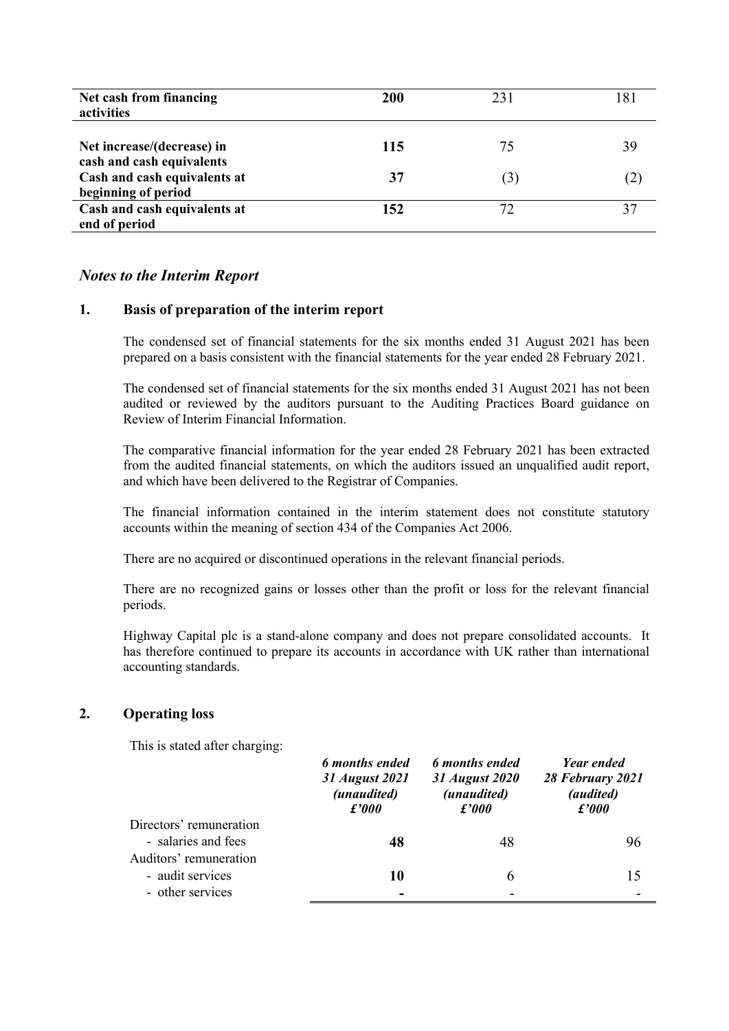| | | | |
|---|---|---|---|
| **Net cash from financing activities** | **200** | 231 | 181 |
| **Net increase/(decrease) in cash and cash equivalents** | **115** | 75 | 39 |
| **Cash and cash equivalents at beginning of period** | **37** | (3) | (2) |
| **Cash and cash equivalents at end of period** | **152** | 72 | 37 |

## *Notes to the Interim Report*

### 1. Basis of preparation of the interim report

The condensed set of financial statements for the six months ended 31 August 2021 has been prepared on a basis consistent with the financial statements for the year ended 28 February 2021.

The condensed set of financial statements for the six months ended 31 August 2021 has not been audited or reviewed by the auditors pursuant to the Auditing Practices Board guidance on Review of Interim Financial Information.

The comparative financial information for the year ended 28 February 2021 has been extracted from the audited financial statements, on which the auditors issued an unqualified audit report, and which have been delivered to the Registrar of Companies.

The financial information contained in the interim statement does not constitute statutory accounts within the meaning of section 434 of the Companies Act 2006.

There are no acquired or discontinued operations in the relevant financial periods.

There are no recognized gains or losses other than the profit or loss for the relevant financial periods.

Highway Capital plc is a stand-alone company and does not prepare consolidated accounts. It has therefore continued to prepare its accounts in accordance with UK rather than international accounting standards.

### 2. Operating loss

This is stated after charging:

| | *6 months ended 31 August 2021 (unaudited) £'000* | *6 months ended 31 August 2020 (unaudited) £'000* | *Year ended 28 February 2021 (audited) £'000* |
|---|---|---|---|
| Directors' remuneration | | | |
| - salaries and fees | **48** | 48 | 96 |
| Auditors' remuneration | | | |
| - audit services | **10** | 6 | 15 |
| - other services | **-** | - | - |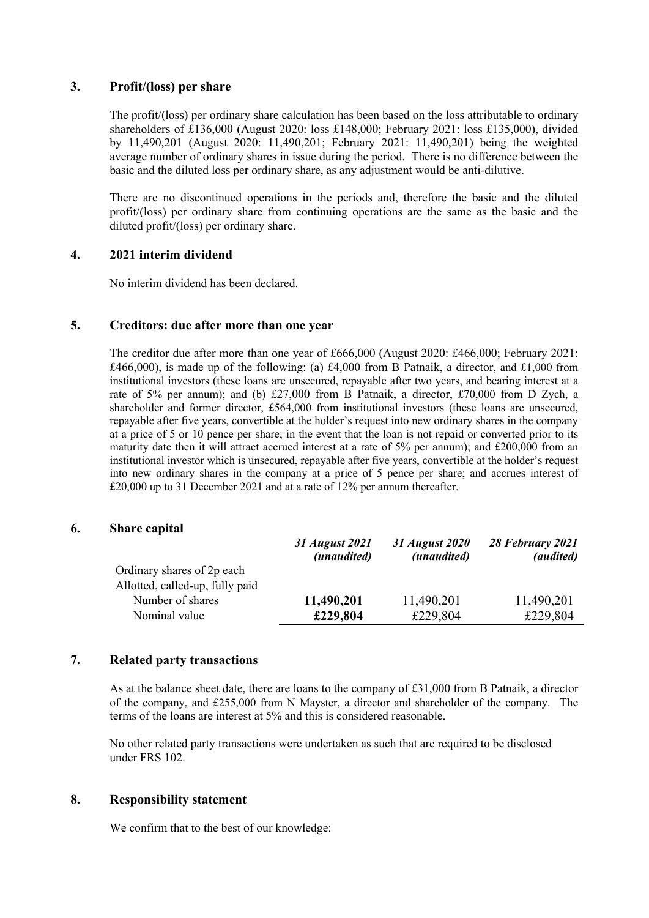## 3. Profit/(loss) per share

The profit/(loss) per ordinary share calculation has been based on the loss attributable to ordinary shareholders of £136,000 (August 2020: loss £148,000; February 2021: loss £135,000), divided by 11,490,201 (August 2020: 11,490,201; February 2021: 11,490,201) being the weighted average number of ordinary shares in issue during the period. There is no difference between the basic and the diluted loss per ordinary share, as any adjustment would be anti-dilutive.

There are no discontinued operations in the periods and, therefore the basic and the diluted profit/(loss) per ordinary share from continuing operations are the same as the basic and the diluted profit/(loss) per ordinary share.

## 4. 2021 interim dividend

No interim dividend has been declared.

## 5. Creditors: due after more than one year

The creditor due after more than one year of £666,000 (August 2020: £466,000; February 2021: £466,000), is made up of the following: (a) £4,000 from B Patnaik, a director, and £1,000 from institutional investors (these loans are unsecured, repayable after two years, and bearing interest at a rate of 5% per annum); and (b) £27,000 from B Patnaik, a director, £70,000 from D Zych, a shareholder and former director, £564,000 from institutional investors (these loans are unsecured, repayable after five years, convertible at the holder's request into new ordinary shares in the company at a price of 5 or 10 pence per share; in the event that the loan is not repaid or converted prior to its maturity date then it will attract accrued interest at a rate of 5% per annum); and £200,000 from an institutional investor which is unsecured, repayable after five years, convertible at the holder's request into new ordinary shares in the company at a price of 5 pence per share; and accrues interest of £20,000 up to 31 December 2021 and at a rate of 12% per annum thereafter.

## 6. Share capital

| | *31 August 2021 (unaudited)* | *31 August 2020 (unaudited)* | *28 February 2021 (audited)* |
|---|---|---|---|
| Ordinary shares of 2p each | | | |
| Allotted, called-up, fully paid | | | |
| Number of shares | **11,490,201** | 11,490,201 | 11,490,201 |
| Nominal value | **£229,804** | £229,804 | £229,804 |

## 7. Related party transactions

As at the balance sheet date, there are loans to the company of £31,000 from B Patnaik, a director of the company, and £255,000 from N Mayster, a director and shareholder of the company. The terms of the loans are interest at 5% and this is considered reasonable.

No other related party transactions were undertaken as such that are required to be disclosed under FRS 102.

## 8. Responsibility statement

We confirm that to the best of our knowledge: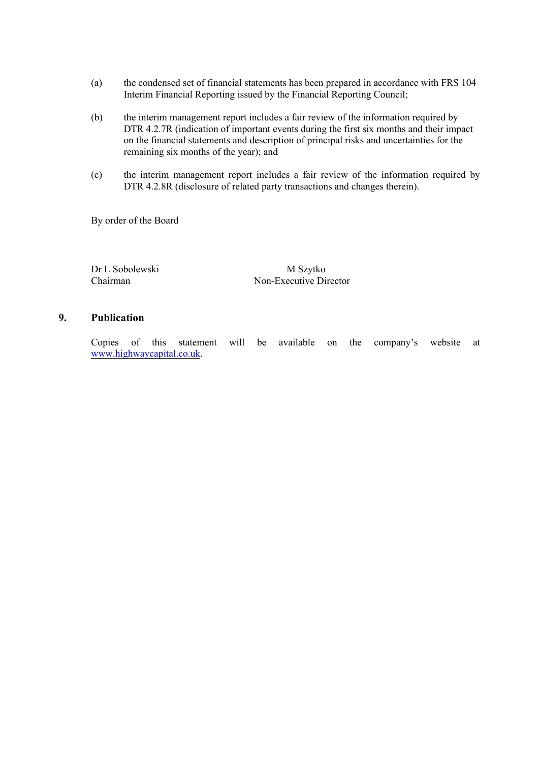(a) the condensed set of financial statements has been prepared in accordance with FRS 104 Interim Financial Reporting issued by the Financial Reporting Council;

(b) the interim management report includes a fair review of the information required by DTR 4.2.7R (indication of important events during the first six months and their impact on the financial statements and description of principal risks and uncertainties for the remaining six months of the year); and

(c) the interim management report includes a fair review of the information required by DTR 4.2.8R (disclosure of related party transactions and changes therein).

By order of the Board

Dr L Sobolewski
Chairman

M Szytko
Non-Executive Director

## 9. Publication

Copies of this statement will be available on the company's website at [www.highwaycapital.co.uk](http://www.highwaycapital.co.uk).